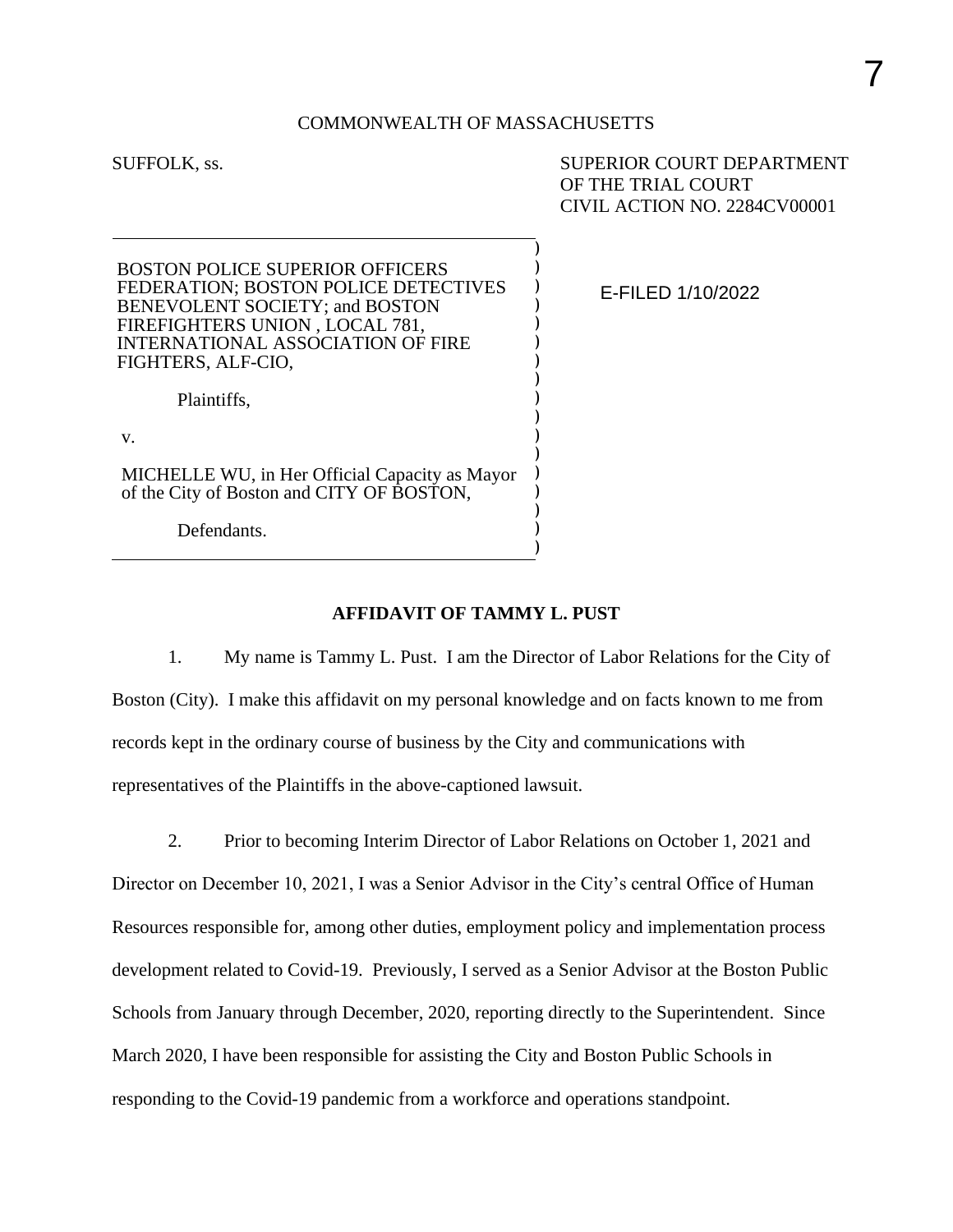COMMONWEALTH OF MASSACHUSETTS

SUFFOLK, ss.

SUPERIOR COURT DEPARTMENT
OF THE TRIAL COURT
CIVIL ACTION NO. 2284CV00001

BOSTON POLICE SUPERIOR OFFICERS FEDERATION; BOSTON POLICE DETECTIVES BENEVOLENT SOCIETY; and BOSTON FIREFIGHTERS UNION , LOCAL 781, INTERNATIONAL ASSOCIATION OF FIRE FIGHTERS, ALF-CIO,

Plaintiffs,

v.

MICHELLE WU, in Her Official Capacity as Mayor of the City of Boston and CITY OF BOSTON,

Defendants.

E-FILED 1/10/2022

**AFFIDAVIT OF TAMMY L. PUST**

1. My name is Tammy L. Pust. I am the Director of Labor Relations for the City of Boston (City). I make this affidavit on my personal knowledge and on facts known to me from records kept in the ordinary course of business by the City and communications with representatives of the Plaintiffs in the above-captioned lawsuit.

2. Prior to becoming Interim Director of Labor Relations on October 1, 2021 and Director on December 10, 2021, I was a Senior Advisor in the City's central Office of Human Resources responsible for, among other duties, employment policy and implementation process development related to Covid-19. Previously, I served as a Senior Advisor at the Boston Public Schools from January through December, 2020, reporting directly to the Superintendent. Since March 2020, I have been responsible for assisting the City and Boston Public Schools in responding to the Covid-19 pandemic from a workforce and operations standpoint.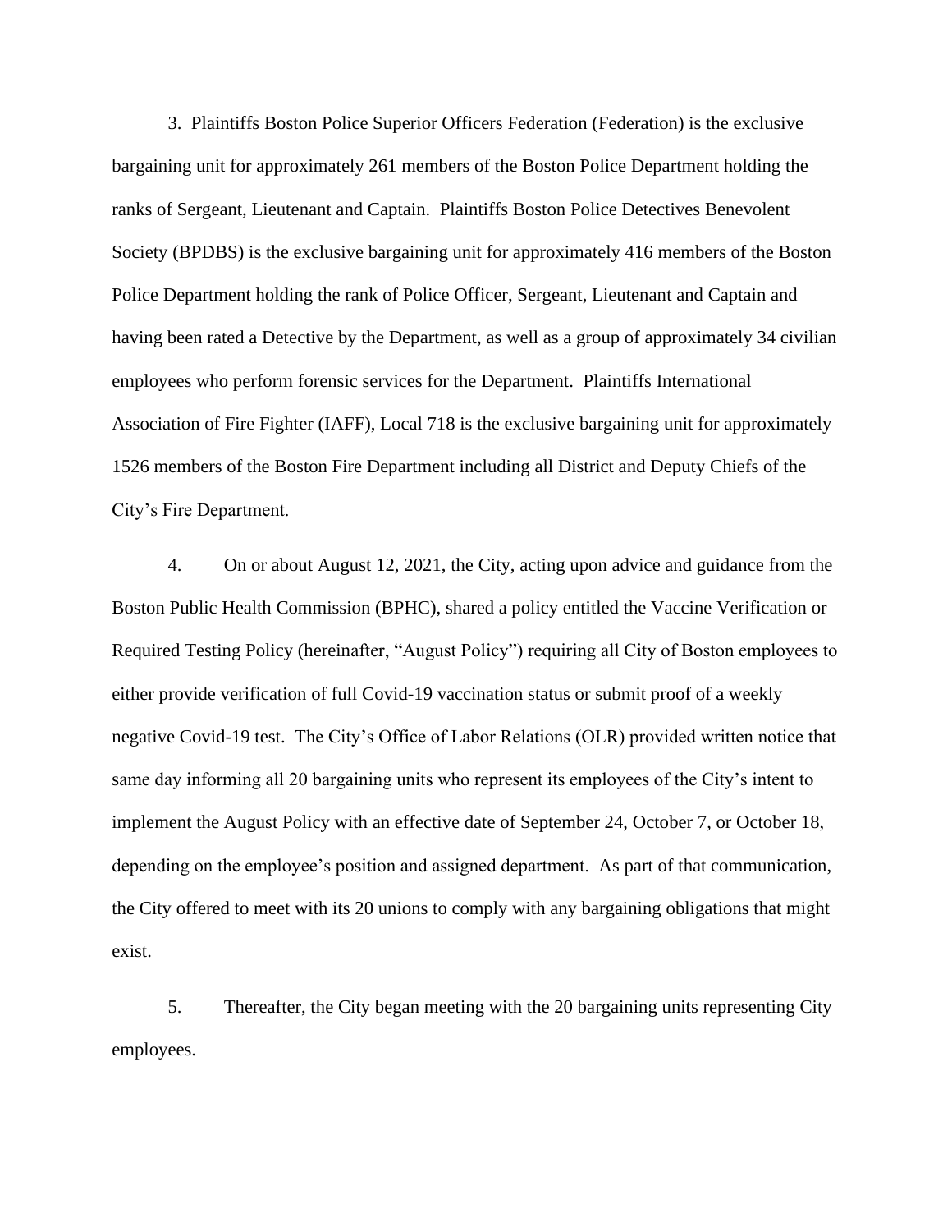3. Plaintiffs Boston Police Superior Officers Federation (Federation) is the exclusive bargaining unit for approximately 261 members of the Boston Police Department holding the ranks of Sergeant, Lieutenant and Captain. Plaintiffs Boston Police Detectives Benevolent Society (BPDBS) is the exclusive bargaining unit for approximately 416 members of the Boston Police Department holding the rank of Police Officer, Sergeant, Lieutenant and Captain and having been rated a Detective by the Department, as well as a group of approximately 34 civilian employees who perform forensic services for the Department. Plaintiffs International Association of Fire Fighter (IAFF), Local 718 is the exclusive bargaining unit for approximately 1526 members of the Boston Fire Department including all District and Deputy Chiefs of the City's Fire Department.

4. On or about August 12, 2021, the City, acting upon advice and guidance from the Boston Public Health Commission (BPHC), shared a policy entitled the Vaccine Verification or Required Testing Policy (hereinafter, "August Policy") requiring all City of Boston employees to either provide verification of full Covid-19 vaccination status or submit proof of a weekly negative Covid-19 test. The City's Office of Labor Relations (OLR) provided written notice that same day informing all 20 bargaining units who represent its employees of the City's intent to implement the August Policy with an effective date of September 24, October 7, or October 18, depending on the employee's position and assigned department. As part of that communication, the City offered to meet with its 20 unions to comply with any bargaining obligations that might exist.

5. Thereafter, the City began meeting with the 20 bargaining units representing City employees.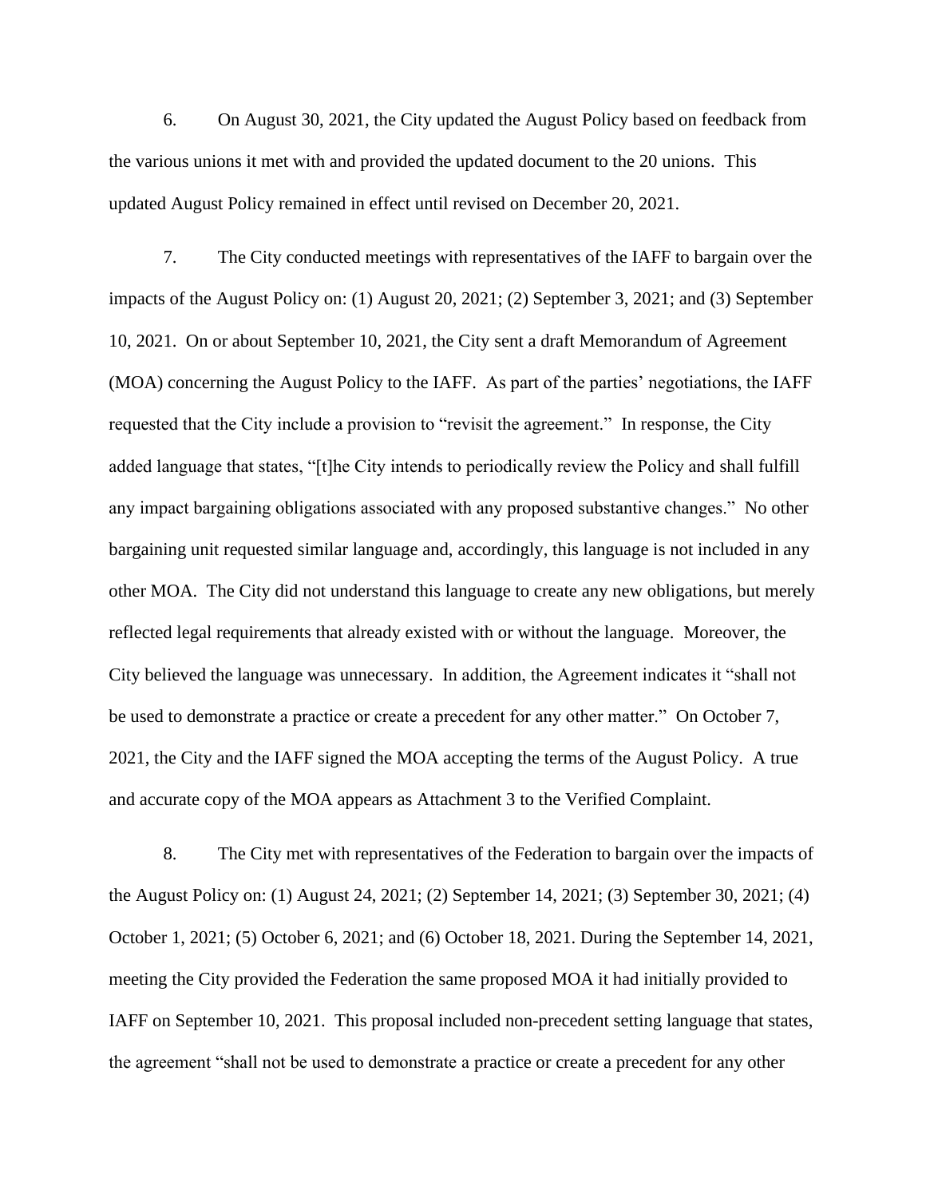6. On August 30, 2021, the City updated the August Policy based on feedback from the various unions it met with and provided the updated document to the 20 unions. This updated August Policy remained in effect until revised on December 20, 2021.

7. The City conducted meetings with representatives of the IAFF to bargain over the impacts of the August Policy on: (1) August 20, 2021; (2) September 3, 2021; and (3) September 10, 2021. On or about September 10, 2021, the City sent a draft Memorandum of Agreement (MOA) concerning the August Policy to the IAFF. As part of the parties' negotiations, the IAFF requested that the City include a provision to "revisit the agreement." In response, the City added language that states, "[t]he City intends to periodically review the Policy and shall fulfill any impact bargaining obligations associated with any proposed substantive changes." No other bargaining unit requested similar language and, accordingly, this language is not included in any other MOA. The City did not understand this language to create any new obligations, but merely reflected legal requirements that already existed with or without the language. Moreover, the City believed the language was unnecessary. In addition, the Agreement indicates it "shall not be used to demonstrate a practice or create a precedent for any other matter." On October 7, 2021, the City and the IAFF signed the MOA accepting the terms of the August Policy. A true and accurate copy of the MOA appears as Attachment 3 to the Verified Complaint.

8. The City met with representatives of the Federation to bargain over the impacts of the August Policy on: (1) August 24, 2021; (2) September 14, 2021; (3) September 30, 2021; (4) October 1, 2021; (5) October 6, 2021; and (6) October 18, 2021. During the September 14, 2021, meeting the City provided the Federation the same proposed MOA it had initially provided to IAFF on September 10, 2021. This proposal included non-precedent setting language that states, the agreement "shall not be used to demonstrate a practice or create a precedent for any other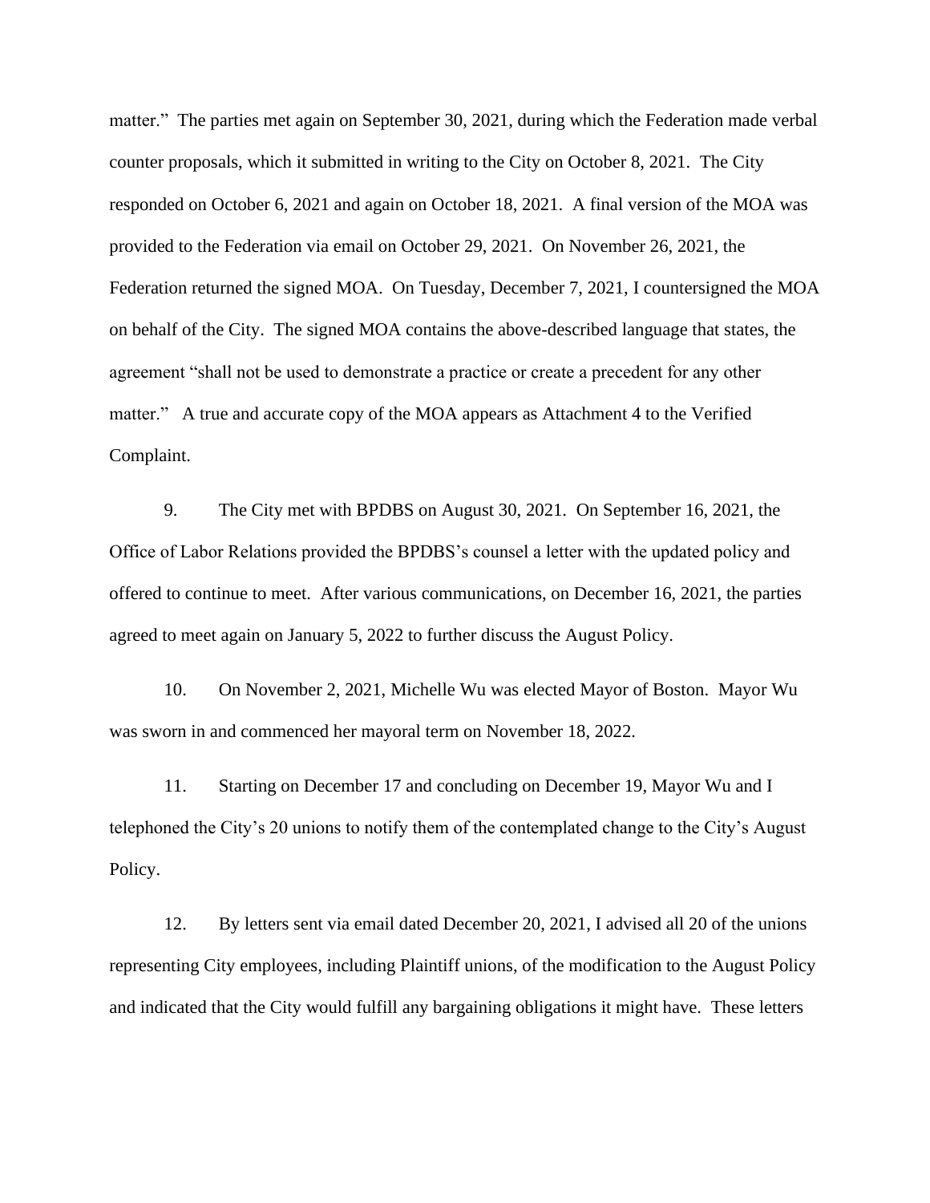matter." The parties met again on September 30, 2021, during which the Federation made verbal counter proposals, which it submitted in writing to the City on October 8, 2021. The City responded on October 6, 2021 and again on October 18, 2021. A final version of the MOA was provided to the Federation via email on October 29, 2021. On November 26, 2021, the Federation returned the signed MOA. On Tuesday, December 7, 2021, I countersigned the MOA on behalf of the City. The signed MOA contains the above-described language that states, the agreement "shall not be used to demonstrate a practice or create a precedent for any other matter." A true and accurate copy of the MOA appears as Attachment 4 to the Verified Complaint.

9. The City met with BPDBS on August 30, 2021. On September 16, 2021, the Office of Labor Relations provided the BPDBS's counsel a letter with the updated policy and offered to continue to meet. After various communications, on December 16, 2021, the parties agreed to meet again on January 5, 2022 to further discuss the August Policy.

10. On November 2, 2021, Michelle Wu was elected Mayor of Boston. Mayor Wu was sworn in and commenced her mayoral term on November 18, 2022.

11. Starting on December 17 and concluding on December 19, Mayor Wu and I telephoned the City's 20 unions to notify them of the contemplated change to the City's August Policy.

12. By letters sent via email dated December 20, 2021, I advised all 20 of the unions representing City employees, including Plaintiff unions, of the modification to the August Policy and indicated that the City would fulfill any bargaining obligations it might have. These letters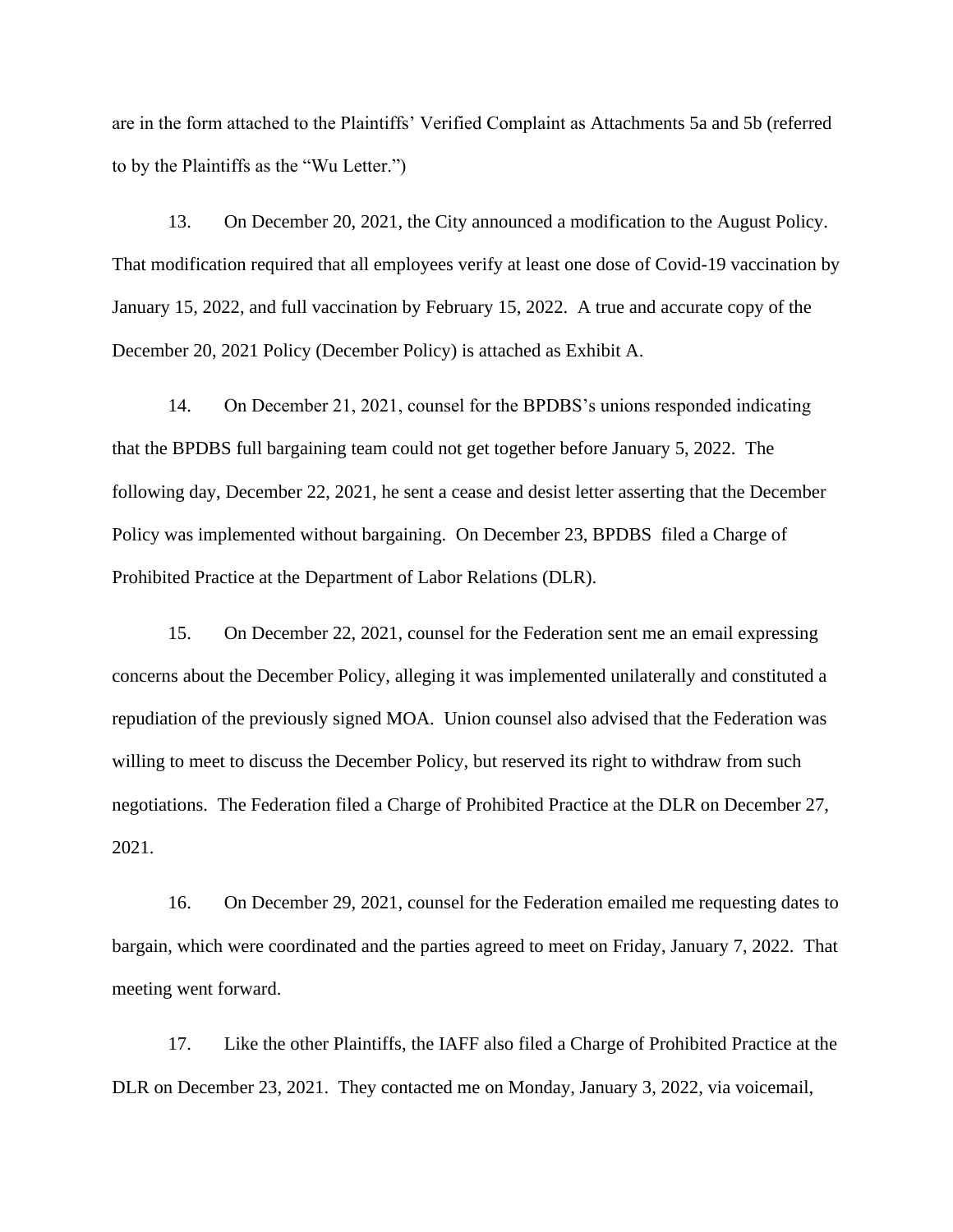are in the form attached to the Plaintiffs' Verified Complaint as Attachments 5a and 5b (referred to by the Plaintiffs as the "Wu Letter.")

13. On December 20, 2021, the City announced a modification to the August Policy. That modification required that all employees verify at least one dose of Covid-19 vaccination by January 15, 2022, and full vaccination by February 15, 2022. A true and accurate copy of the December 20, 2021 Policy (December Policy) is attached as Exhibit A.

14. On December 21, 2021, counsel for the BPDBS's unions responded indicating that the BPDBS full bargaining team could not get together before January 5, 2022. The following day, December 22, 2021, he sent a cease and desist letter asserting that the December Policy was implemented without bargaining. On December 23, BPDBS filed a Charge of Prohibited Practice at the Department of Labor Relations (DLR).

15. On December 22, 2021, counsel for the Federation sent me an email expressing concerns about the December Policy, alleging it was implemented unilaterally and constituted a repudiation of the previously signed MOA. Union counsel also advised that the Federation was willing to meet to discuss the December Policy, but reserved its right to withdraw from such negotiations. The Federation filed a Charge of Prohibited Practice at the DLR on December 27, 2021.

16. On December 29, 2021, counsel for the Federation emailed me requesting dates to bargain, which were coordinated and the parties agreed to meet on Friday, January 7, 2022. That meeting went forward.

17. Like the other Plaintiffs, the IAFF also filed a Charge of Prohibited Practice at the DLR on December 23, 2021. They contacted me on Monday, January 3, 2022, via voicemail,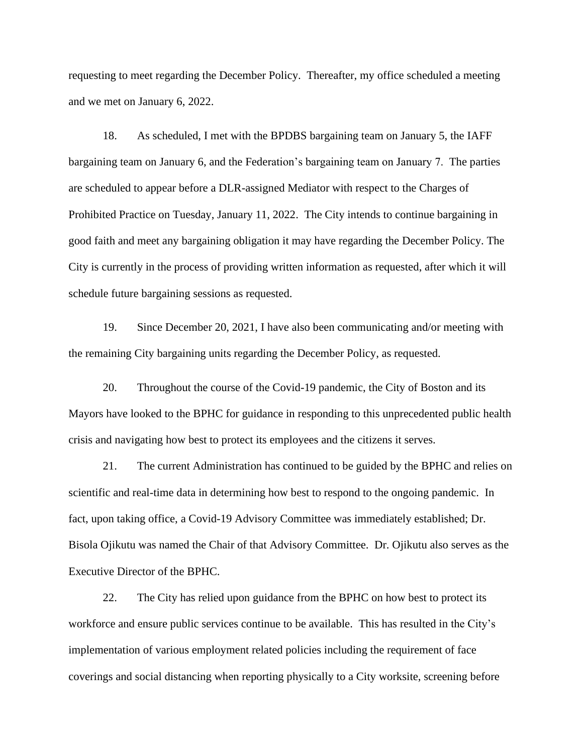requesting to meet regarding the December Policy. Thereafter, my office scheduled a meeting and we met on January 6, 2022.

18. As scheduled, I met with the BPDBS bargaining team on January 5, the IAFF bargaining team on January 6, and the Federation's bargaining team on January 7. The parties are scheduled to appear before a DLR-assigned Mediator with respect to the Charges of Prohibited Practice on Tuesday, January 11, 2022. The City intends to continue bargaining in good faith and meet any bargaining obligation it may have regarding the December Policy. The City is currently in the process of providing written information as requested, after which it will schedule future bargaining sessions as requested.

19. Since December 20, 2021, I have also been communicating and/or meeting with the remaining City bargaining units regarding the December Policy, as requested.

20. Throughout the course of the Covid-19 pandemic, the City of Boston and its Mayors have looked to the BPHC for guidance in responding to this unprecedented public health crisis and navigating how best to protect its employees and the citizens it serves.

21. The current Administration has continued to be guided by the BPHC and relies on scientific and real-time data in determining how best to respond to the ongoing pandemic. In fact, upon taking office, a Covid-19 Advisory Committee was immediately established; Dr. Bisola Ojikutu was named the Chair of that Advisory Committee. Dr. Ojikutu also serves as the Executive Director of the BPHC.

22. The City has relied upon guidance from the BPHC on how best to protect its workforce and ensure public services continue to be available. This has resulted in the City's implementation of various employment related policies including the requirement of face coverings and social distancing when reporting physically to a City worksite, screening before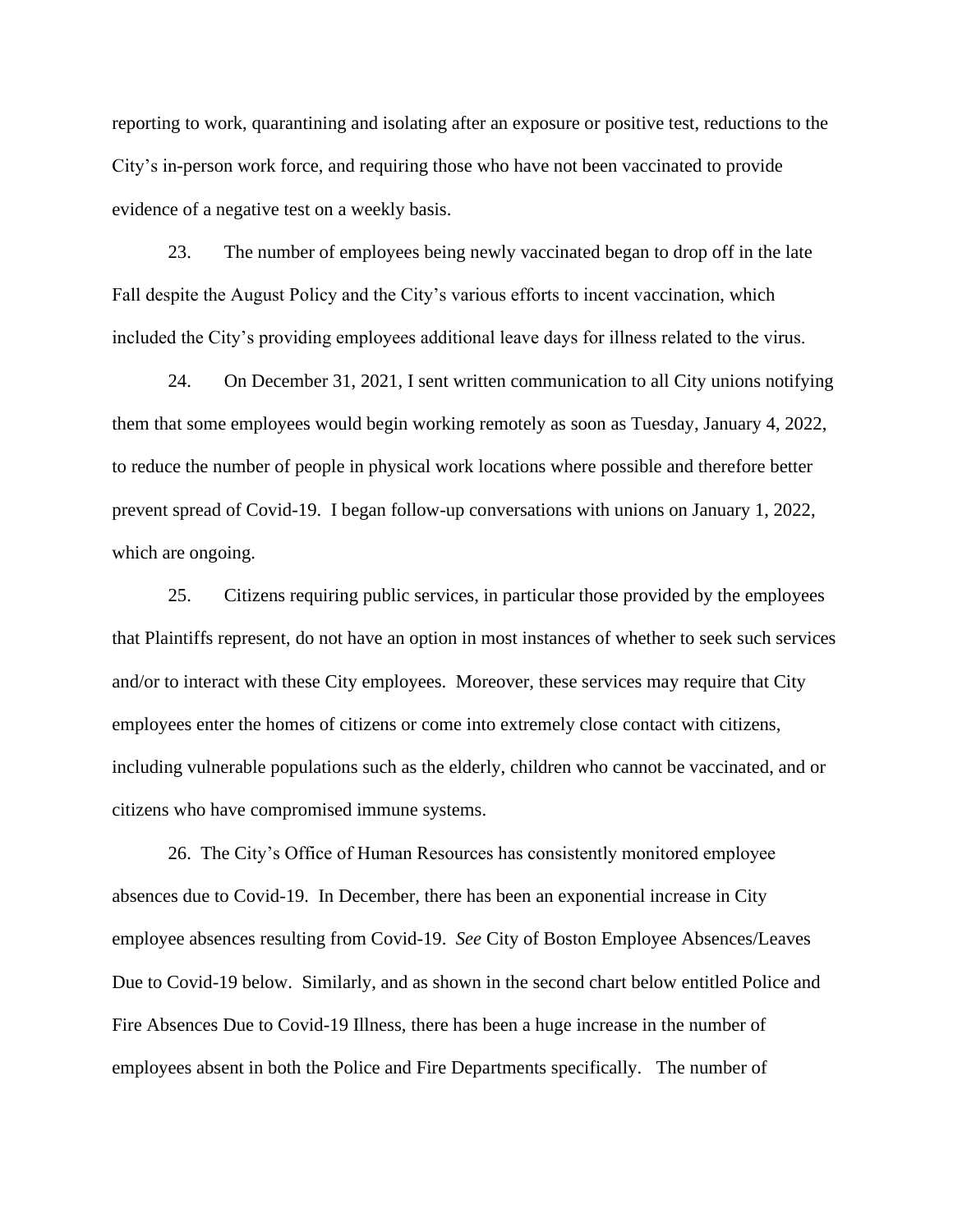reporting to work, quarantining and isolating after an exposure or positive test, reductions to the City's in-person work force, and requiring those who have not been vaccinated to provide evidence of a negative test on a weekly basis.

23. The number of employees being newly vaccinated began to drop off in the late Fall despite the August Policy and the City's various efforts to incent vaccination, which included the City's providing employees additional leave days for illness related to the virus.

24. On December 31, 2021, I sent written communication to all City unions notifying them that some employees would begin working remotely as soon as Tuesday, January 4, 2022, to reduce the number of people in physical work locations where possible and therefore better prevent spread of Covid-19. I began follow-up conversations with unions on January 1, 2022, which are ongoing.

25. Citizens requiring public services, in particular those provided by the employees that Plaintiffs represent, do not have an option in most instances of whether to seek such services and/or to interact with these City employees. Moreover, these services may require that City employees enter the homes of citizens or come into extremely close contact with citizens, including vulnerable populations such as the elderly, children who cannot be vaccinated, and or citizens who have compromised immune systems.

26. The City's Office of Human Resources has consistently monitored employee absences due to Covid-19. In December, there has been an exponential increase in City employee absences resulting from Covid-19. *See* City of Boston Employee Absences/Leaves Due to Covid-19 below. Similarly, and as shown in the second chart below entitled Police and Fire Absences Due to Covid-19 Illness, there has been a huge increase in the number of employees absent in both the Police and Fire Departments specifically. The number of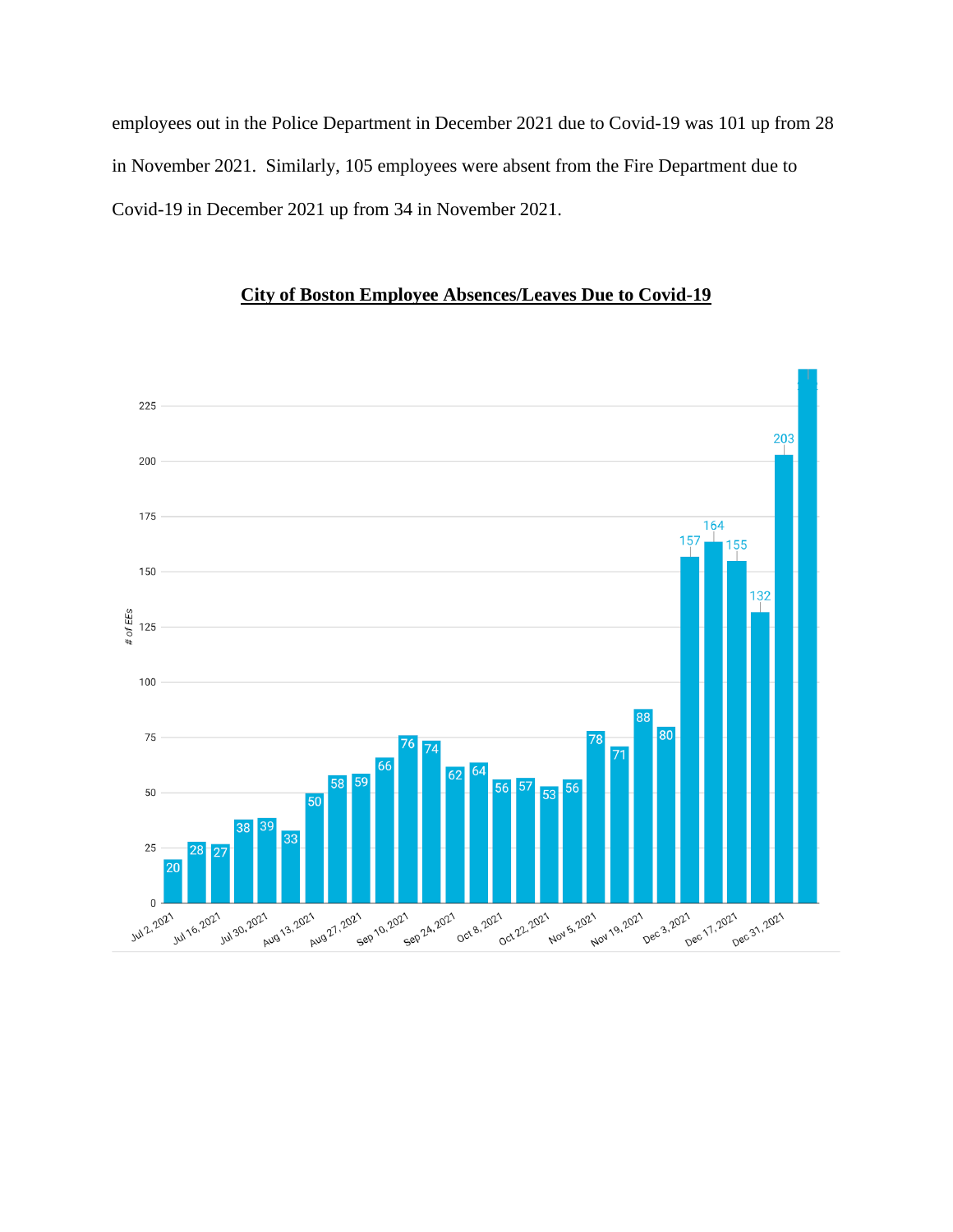employees out in the Police Department in December 2021 due to Covid-19 was 101 up from 28 in November 2021. Similarly, 105 employees were absent from the Fire Department due to Covid-19 in December 2021 up from 34 in November 2021.

**City of Boston Employee Absences/Leaves Due to Covid-19**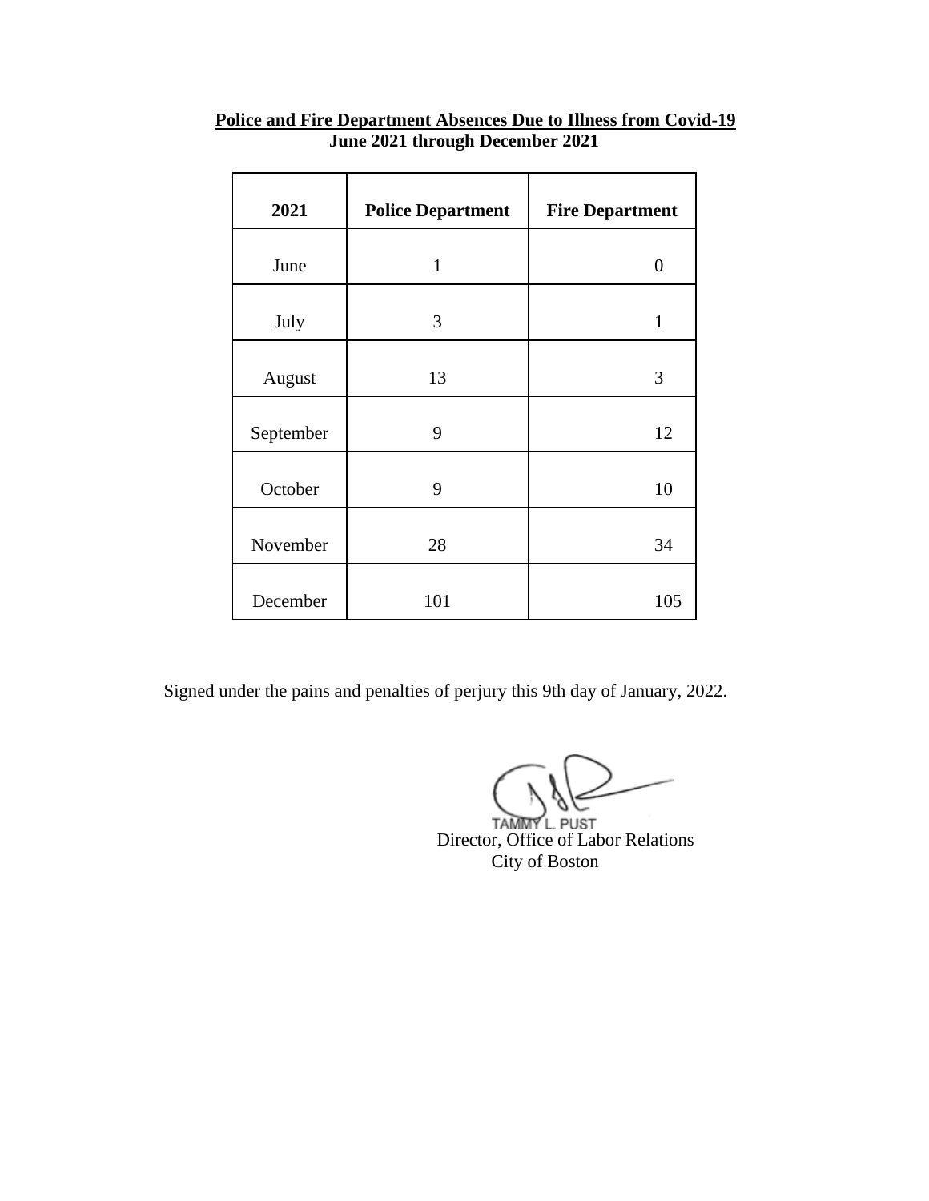**Police and Fire Department Absences Due to Illness from Covid-19**
**June 2021 through December 2021**

| 2021 | Police Department | Fire Department |
|---|---|---|
| June | 1 | 0 |
| July | 3 | 1 |
| August | 13 | 3 |
| September | 9 | 12 |
| October | 9 | 10 |
| November | 28 | 34 |
| December | 101 | 105 |

Signed under the pains and penalties of perjury this 9th day of January, 2022.

TAMMY L. PUST
Director, Office of Labor Relations
City of Boston